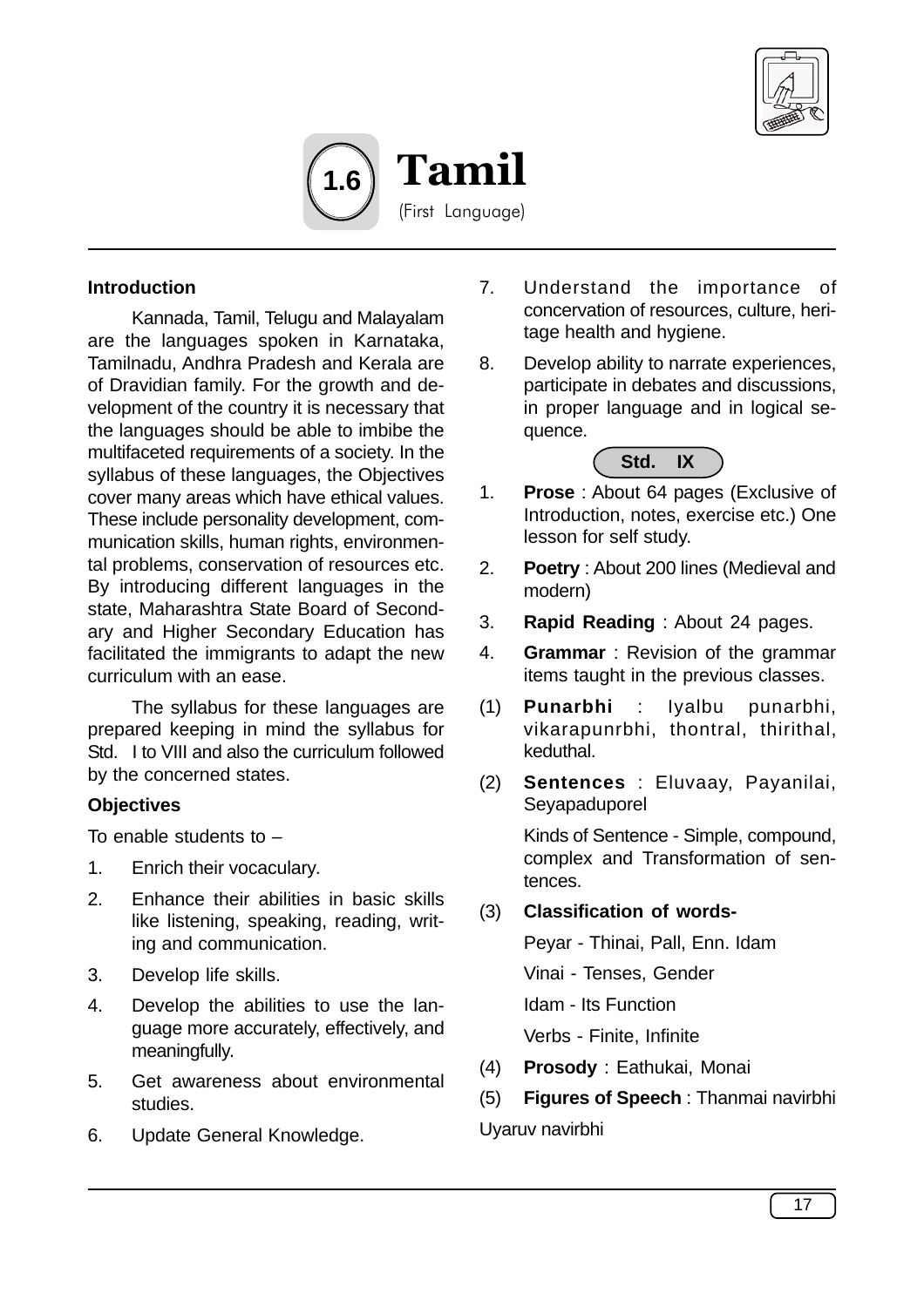# 1.6 Tamil

(First Language)

**Introduction**

Kannada, Tamil, Telugu and Malayalam are the languages spoken in Karnataka, Tamilnadu, Andhra Pradesh and Kerala are of Dravidian family. For the growth and development of the country it is necessary that the languages should be able to imbibe the multifaceted requirements of a society. In the syllabus of these languages, the Objectives cover many areas which have ethical values. These include personality development, communication skills, human rights, environmental problems, conservation of resources etc. By introducing different languages in the state, Maharashtra State Board of Secondary and Higher Secondary Education has facilitated the immigrants to adapt the new curriculum with an ease.

The syllabus for these languages are prepared keeping in mind the syllabus for Std. I to VIII and also the curriculum followed by the concerned states.

**Objectives**

To enable students to –

1. Enrich their vocaculary.
2. Enhance their abilities in basic skills like listening, speaking, reading, writing and communication.
3. Develop life skills.
4. Develop the abilities to use the language more accurately, effectively, and meaningfully.
5. Get awareness about environmental studies.
6. Update General Knowledge.
7. Understand the importance of concervation of resources, culture, heritage health and hygiene.
8. Develop ability to narrate experiences, participate in debates and discussions, in proper language and in logical sequence.

**Std. IX**

1. **Prose** : About 64 pages (Exclusive of Introduction, notes, exercise etc.) One lesson for self study.
2. **Poetry** : About 200 lines (Medieval and modern)
3. **Rapid Reading** : About 24 pages.
4. **Grammar** : Revision of the grammar items taught in the previous classes.

(1) **Punarbhi** : Iyalbu punarbhi, vikarapunrbhi, thontral, thirithal, keduthal.

(2) **Sentences** : Eluvaay, Payanilai, Seyapaduporel

Kinds of Sentence - Simple, compound, complex and Transformation of sentences.

(3) **Classification of words-**

Peyar - Thinai, Pall, Enn. Idam

Vinai - Tenses, Gender

Idam - Its Function

Verbs - Finite, Infinite

(4) **Prosody** : Eathukai, Monai

(5) **Figures of Speech** : Thanmai navirbhi

Uyaruv navirbhi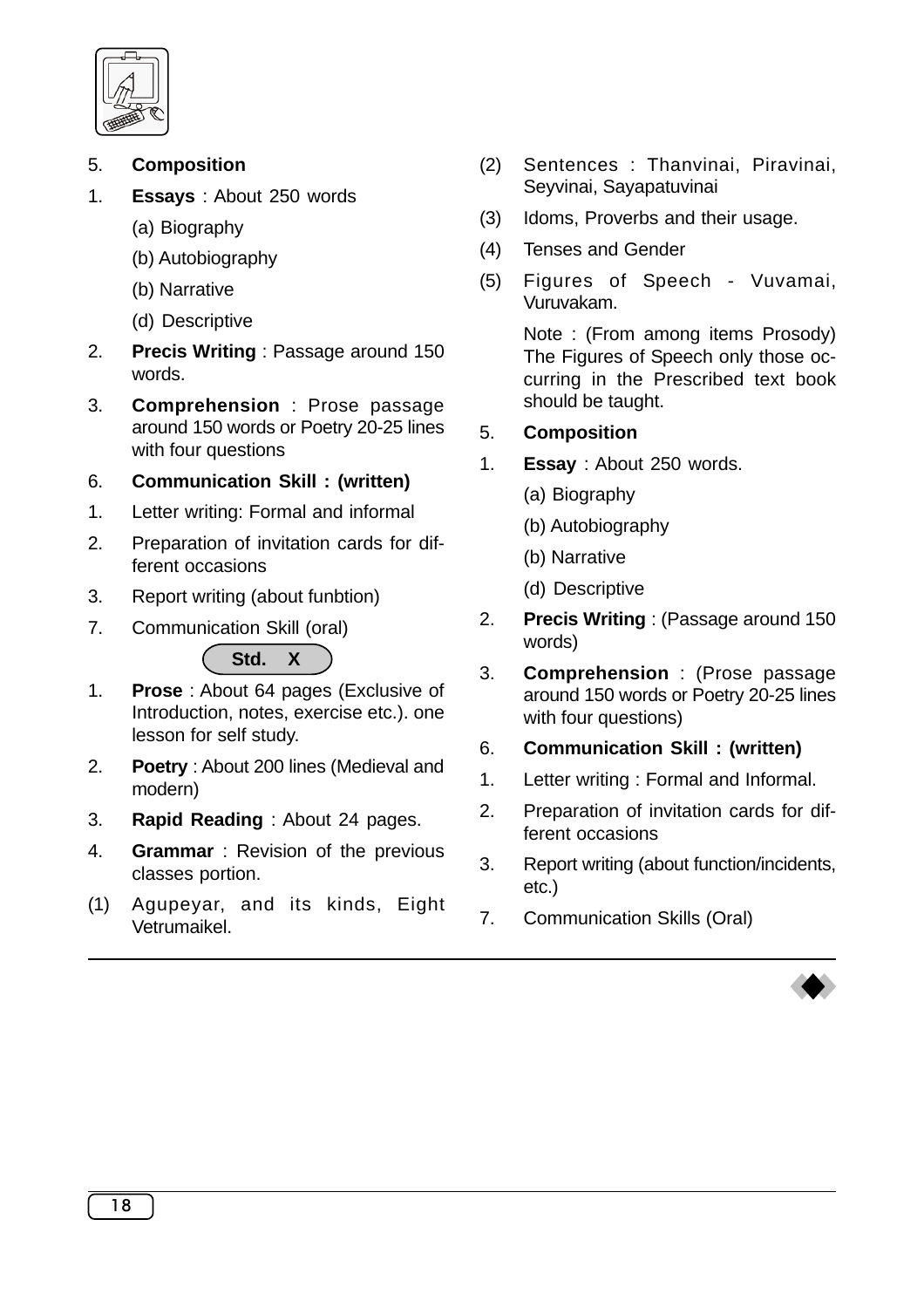5. **Composition**

1. **Essays** : About 250 words
   - (a) Biography
   - (b) Autobiography
   - (b) Narrative
   - (d) Descriptive
2. **Precis Writing** : Passage around 150 words.
3. **Comprehension** : Prose passage around 150 words or Poetry 20-25 lines with four questions

6. **Communication Skill : (written)**

1. Letter writing: Formal and informal
2. Preparation of invitation cards for different occasions
3. Report writing (about funbtion)

7. Communication Skill (oral)

## Std. X

1. **Prose** : About 64 pages (Exclusive of Introduction, notes, exercise etc.). one lesson for self study.
2. **Poetry** : About 200 lines (Medieval and modern)
3. **Rapid Reading** : About 24 pages.
4. **Grammar** : Revision of the previous classes portion.

(1) Agupeyar, and its kinds, Eight Vetrumaikel.

(2) Sentences : Thanvinai, Piravinai, Seyvinai, Sayapatuvinai

(3) Idoms, Proverbs and their usage.

(4) Tenses and Gender

(5) Figures of Speech - Vuvamai, Vuruvakam.

Note : (From among items Prosody) The Figures of Speech only those occurring in the Prescribed text book should be taught.

5. **Composition**

1. **Essay** : About 250 words.
   - (a) Biography
   - (b) Autobiography
   - (b) Narrative
   - (d) Descriptive
2. **Precis Writing** : (Passage around 150 words)
3. **Comprehension** : (Prose passage around 150 words or Poetry 20-25 lines with four questions)

6. **Communication Skill : (written)**

1. Letter writing : Formal and Informal.
2. Preparation of invitation cards for different occasions
3. Report writing (about function/incidents, etc.)

7. Communication Skills (Oral)